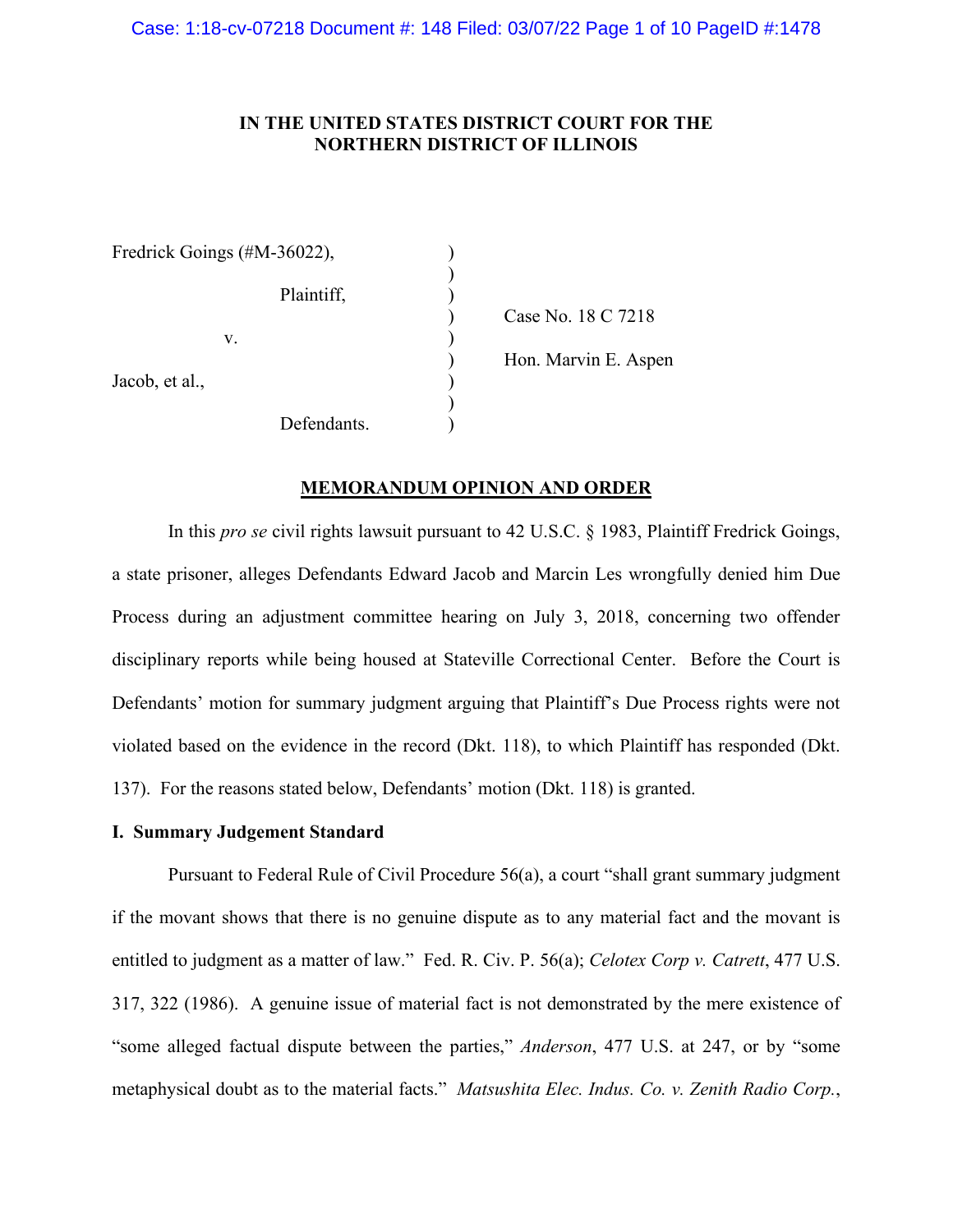**IN THE UNITED STATES DISTRICT COURT FOR THE NORTHERN DISTRICT OF ILLINOIS**

Fredrick Goings (#M-36022),

Plaintiff,

v.

Jacob, et al.,

Defendants.

Case No. 18 C 7218

Hon. Marvin E. Aspen

**MEMORANDUM OPINION AND ORDER**

In this *pro se* civil rights lawsuit pursuant to 42 U.S.C. § 1983, Plaintiff Fredrick Goings, a state prisoner, alleges Defendants Edward Jacob and Marcin Les wrongfully denied him Due Process during an adjustment committee hearing on July 3, 2018, concerning two offender disciplinary reports while being housed at Stateville Correctional Center. Before the Court is Defendants' motion for summary judgment arguing that Plaintiff's Due Process rights were not violated based on the evidence in the record (Dkt. 118), to which Plaintiff has responded (Dkt. 137). For the reasons stated below, Defendants' motion (Dkt. 118) is granted.

**I. Summary Judgement Standard**

Pursuant to Federal Rule of Civil Procedure 56(a), a court "shall grant summary judgment if the movant shows that there is no genuine dispute as to any material fact and the movant is entitled to judgment as a matter of law." Fed. R. Civ. P. 56(a); *Celotex Corp v. Catrett*, 477 U.S. 317, 322 (1986). A genuine issue of material fact is not demonstrated by the mere existence of "some alleged factual dispute between the parties," *Anderson*, 477 U.S. at 247, or by "some metaphysical doubt as to the material facts." *Matsushita Elec. Indus. Co. v. Zenith Radio Corp.*,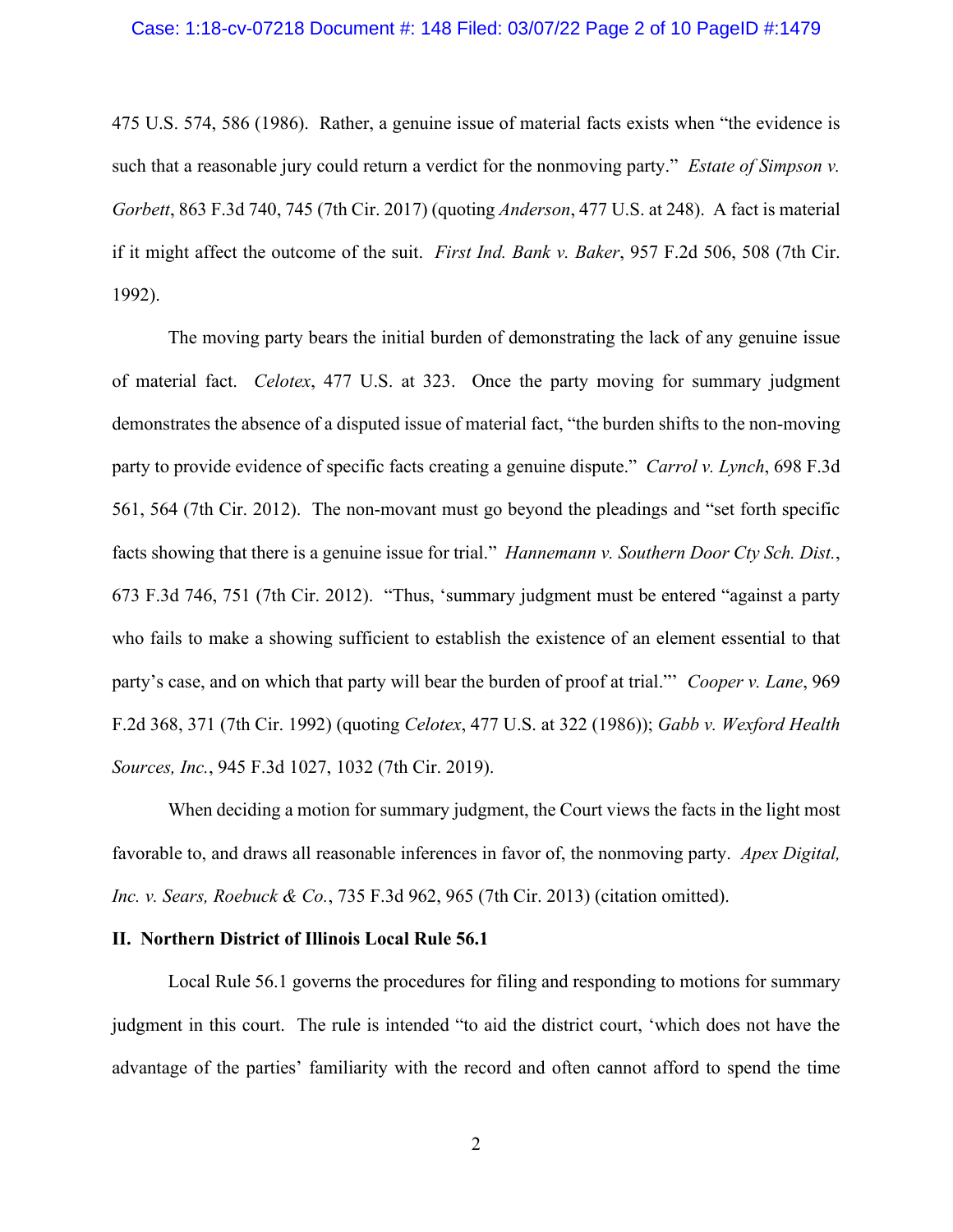475 U.S. 574, 586 (1986). Rather, a genuine issue of material facts exists when "the evidence is such that a reasonable jury could return a verdict for the nonmoving party." *Estate of Simpson v. Gorbett*, 863 F.3d 740, 745 (7th Cir. 2017) (quoting *Anderson*, 477 U.S. at 248). A fact is material if it might affect the outcome of the suit. *First Ind. Bank v. Baker*, 957 F.2d 506, 508 (7th Cir. 1992).

The moving party bears the initial burden of demonstrating the lack of any genuine issue of material fact. *Celotex*, 477 U.S. at 323. Once the party moving for summary judgment demonstrates the absence of a disputed issue of material fact, "the burden shifts to the non-moving party to provide evidence of specific facts creating a genuine dispute." *Carrol v. Lynch*, 698 F.3d 561, 564 (7th Cir. 2012). The non-movant must go beyond the pleadings and "set forth specific facts showing that there is a genuine issue for trial." *Hannemann v. Southern Door Cty Sch. Dist.*, 673 F.3d 746, 751 (7th Cir. 2012). "Thus, 'summary judgment must be entered "against a party who fails to make a showing sufficient to establish the existence of an element essential to that party's case, and on which that party will bear the burden of proof at trial."' *Cooper v. Lane*, 969 F.2d 368, 371 (7th Cir. 1992) (quoting *Celotex*, 477 U.S. at 322 (1986)); *Gabb v. Wexford Health Sources, Inc.*, 945 F.3d 1027, 1032 (7th Cir. 2019).

When deciding a motion for summary judgment, the Court views the facts in the light most favorable to, and draws all reasonable inferences in favor of, the nonmoving party. *Apex Digital, Inc. v. Sears, Roebuck & Co.*, 735 F.3d 962, 965 (7th Cir. 2013) (citation omitted).

## II. Northern District of Illinois Local Rule 56.1

Local Rule 56.1 governs the procedures for filing and responding to motions for summary judgment in this court. The rule is intended "to aid the district court, 'which does not have the advantage of the parties' familiarity with the record and often cannot afford to spend the time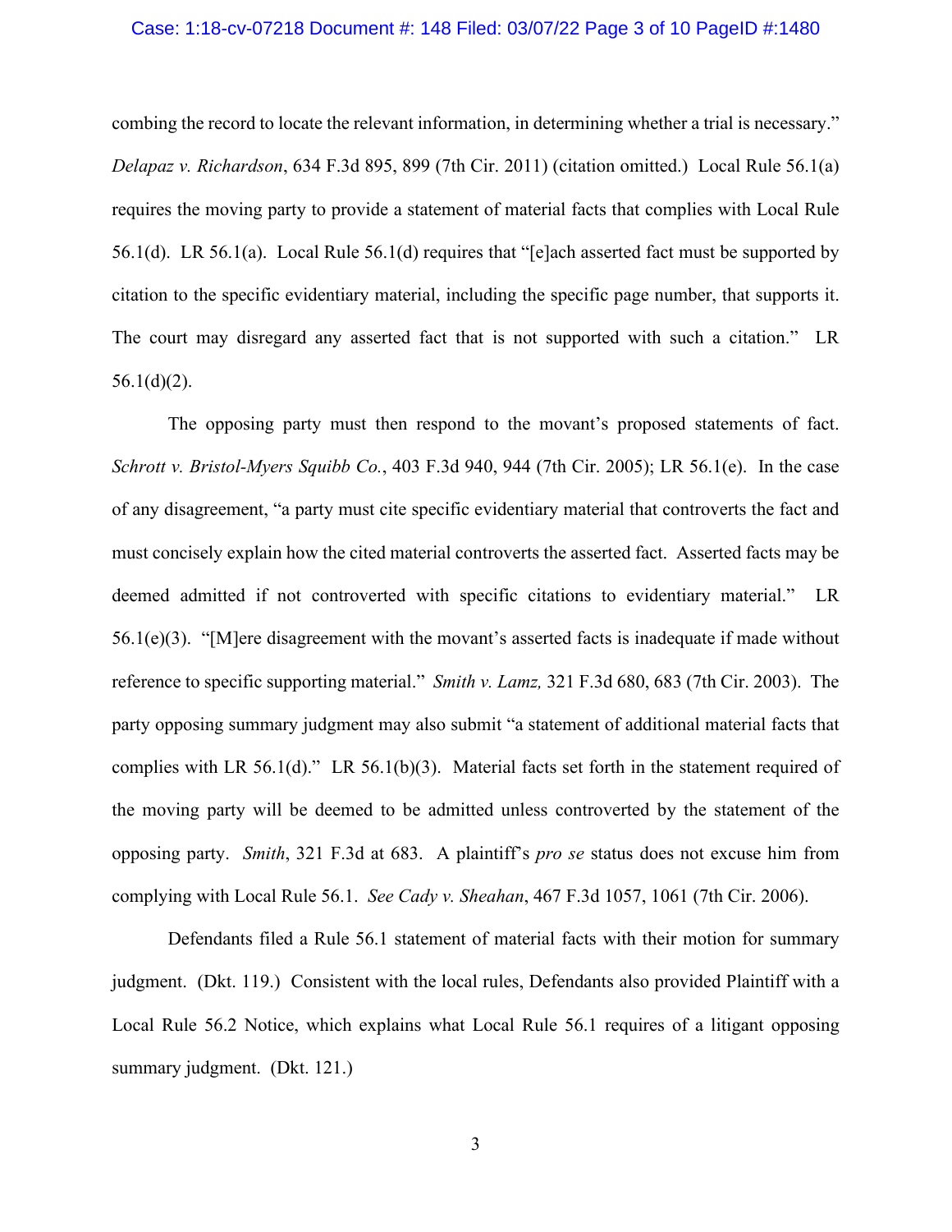combing the record to locate the relevant information, in determining whether a trial is necessary." *Delapaz v. Richardson*, 634 F.3d 895, 899 (7th Cir. 2011) (citation omitted.) Local Rule 56.1(a) requires the moving party to provide a statement of material facts that complies with Local Rule 56.1(d). LR 56.1(a). Local Rule 56.1(d) requires that "[e]ach asserted fact must be supported by citation to the specific evidentiary material, including the specific page number, that supports it. The court may disregard any asserted fact that is not supported with such a citation." LR 56.1(d)(2).

The opposing party must then respond to the movant's proposed statements of fact. *Schrott v. Bristol-Myers Squibb Co.*, 403 F.3d 940, 944 (7th Cir. 2005); LR 56.1(e). In the case of any disagreement, "a party must cite specific evidentiary material that controverts the fact and must concisely explain how the cited material controverts the asserted fact. Asserted facts may be deemed admitted if not controverted with specific citations to evidentiary material." LR 56.1(e)(3). "[M]ere disagreement with the movant's asserted facts is inadequate if made without reference to specific supporting material." *Smith v. Lamz,* 321 F.3d 680, 683 (7th Cir. 2003). The party opposing summary judgment may also submit "a statement of additional material facts that complies with LR 56.1(d)." LR 56.1(b)(3). Material facts set forth in the statement required of the moving party will be deemed to be admitted unless controverted by the statement of the opposing party. *Smith*, 321 F.3d at 683. A plaintiff's *pro se* status does not excuse him from complying with Local Rule 56.1. *See Cady v. Sheahan*, 467 F.3d 1057, 1061 (7th Cir. 2006).

Defendants filed a Rule 56.1 statement of material facts with their motion for summary judgment. (Dkt. 119.) Consistent with the local rules, Defendants also provided Plaintiff with a Local Rule 56.2 Notice, which explains what Local Rule 56.1 requires of a litigant opposing summary judgment. (Dkt. 121.)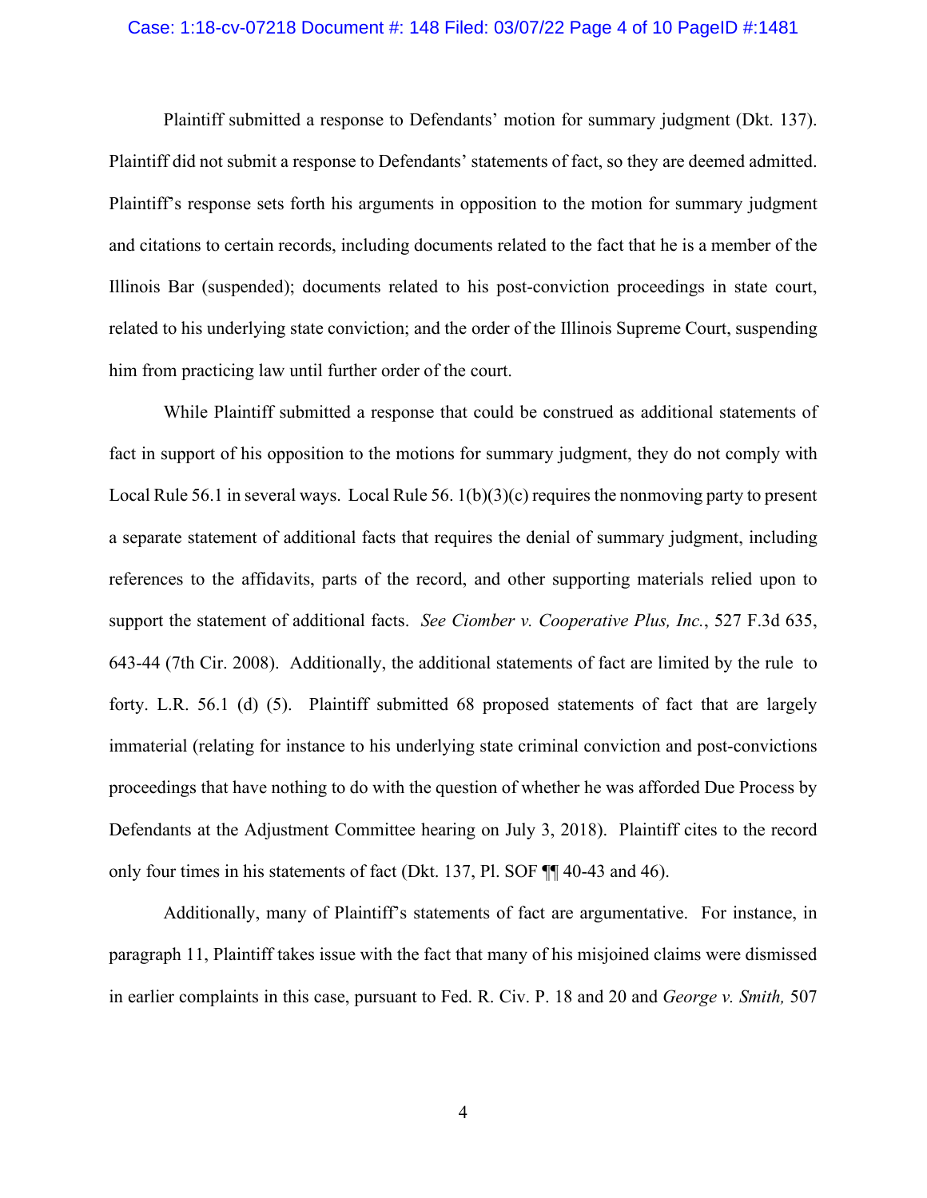Plaintiff submitted a response to Defendants' motion for summary judgment (Dkt. 137). Plaintiff did not submit a response to Defendants' statements of fact, so they are deemed admitted. Plaintiff's response sets forth his arguments in opposition to the motion for summary judgment and citations to certain records, including documents related to the fact that he is a member of the Illinois Bar (suspended); documents related to his post-conviction proceedings in state court, related to his underlying state conviction; and the order of the Illinois Supreme Court, suspending him from practicing law until further order of the court.

While Plaintiff submitted a response that could be construed as additional statements of fact in support of his opposition to the motions for summary judgment, they do not comply with Local Rule 56.1 in several ways. Local Rule 56. 1(b)(3)(c) requires the nonmoving party to present a separate statement of additional facts that requires the denial of summary judgment, including references to the affidavits, parts of the record, and other supporting materials relied upon to support the statement of additional facts. *See Ciomber v. Cooperative Plus, Inc.*, 527 F.3d 635, 643-44 (7th Cir. 2008). Additionally, the additional statements of fact are limited by the rule to forty. L.R. 56.1 (d) (5). Plaintiff submitted 68 proposed statements of fact that are largely immaterial (relating for instance to his underlying state criminal conviction and post-convictions proceedings that have nothing to do with the question of whether he was afforded Due Process by Defendants at the Adjustment Committee hearing on July 3, 2018). Plaintiff cites to the record only four times in his statements of fact (Dkt. 137, Pl. SOF ¶¶ 40-43 and 46).

Additionally, many of Plaintiff's statements of fact are argumentative. For instance, in paragraph 11, Plaintiff takes issue with the fact that many of his misjoined claims were dismissed in earlier complaints in this case, pursuant to Fed. R. Civ. P. 18 and 20 and *George v. Smith,* 507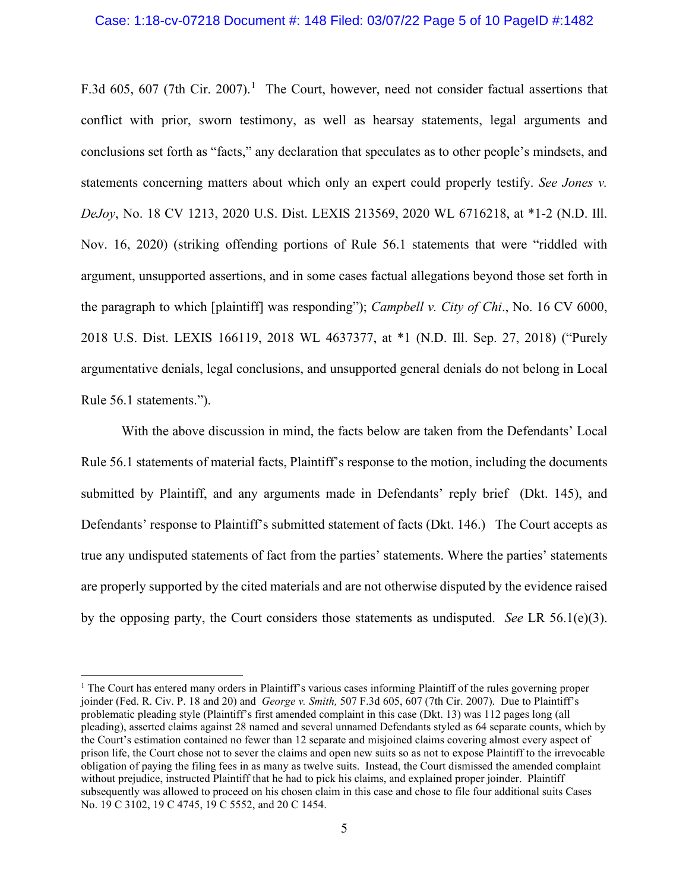F.3d 605, 607 (7th Cir. 2007).[1] The Court, however, need not consider factual assertions that conflict with prior, sworn testimony, as well as hearsay statements, legal arguments and conclusions set forth as "facts," any declaration that speculates as to other people's mindsets, and statements concerning matters about which only an expert could properly testify. *See Jones v. DeJoy*, No. 18 CV 1213, 2020 U.S. Dist. LEXIS 213569, 2020 WL 6716218, at *1-2 (N.D. Ill. Nov. 16, 2020) (striking offending portions of Rule 56.1 statements that were "riddled with argument, unsupported assertions, and in some cases factual allegations beyond those set forth in the paragraph to which [plaintiff] was responding"); *Campbell v. City of Chi*., No. 16 CV 6000, 2018 U.S. Dist. LEXIS 166119, 2018 WL 4637377, at *1 (N.D. Ill. Sep. 27, 2018) ("Purely argumentative denials, legal conclusions, and unsupported general denials do not belong in Local Rule 56.1 statements.").

With the above discussion in mind, the facts below are taken from the Defendants' Local Rule 56.1 statements of material facts, Plaintiff's response to the motion, including the documents submitted by Plaintiff, and any arguments made in Defendants' reply brief (Dkt. 145), and Defendants' response to Plaintiff's submitted statement of facts (Dkt. 146.) The Court accepts as true any undisputed statements of fact from the parties' statements. Where the parties' statements are properly supported by the cited materials and are not otherwise disputed by the evidence raised by the opposing party, the Court considers those statements as undisputed. *See* LR 56.1(e)(3).

---

[1] The Court has entered many orders in Plaintiff's various cases informing Plaintiff of the rules governing proper joinder (Fed. R. Civ. P. 18 and 20) and *George v. Smith,* 507 F.3d 605, 607 (7th Cir. 2007). Due to Plaintiff's problematic pleading style (Plaintiff's first amended complaint in this case (Dkt. 13) was 112 pages long (all pleading), asserted claims against 28 named and several unnamed Defendants styled as 64 separate counts, which by the Court's estimation contained no fewer than 12 separate and misjoined claims covering almost every aspect of prison life, the Court chose not to sever the claims and open new suits so as not to expose Plaintiff to the irrevocable obligation of paying the filing fees in as many as twelve suits. Instead, the Court dismissed the amended complaint without prejudice, instructed Plaintiff that he had to pick his claims, and explained proper joinder. Plaintiff subsequently was allowed to proceed on his chosen claim in this case and chose to file four additional suits Cases No. 19 C 3102, 19 C 4745, 19 C 5552, and 20 C 1454.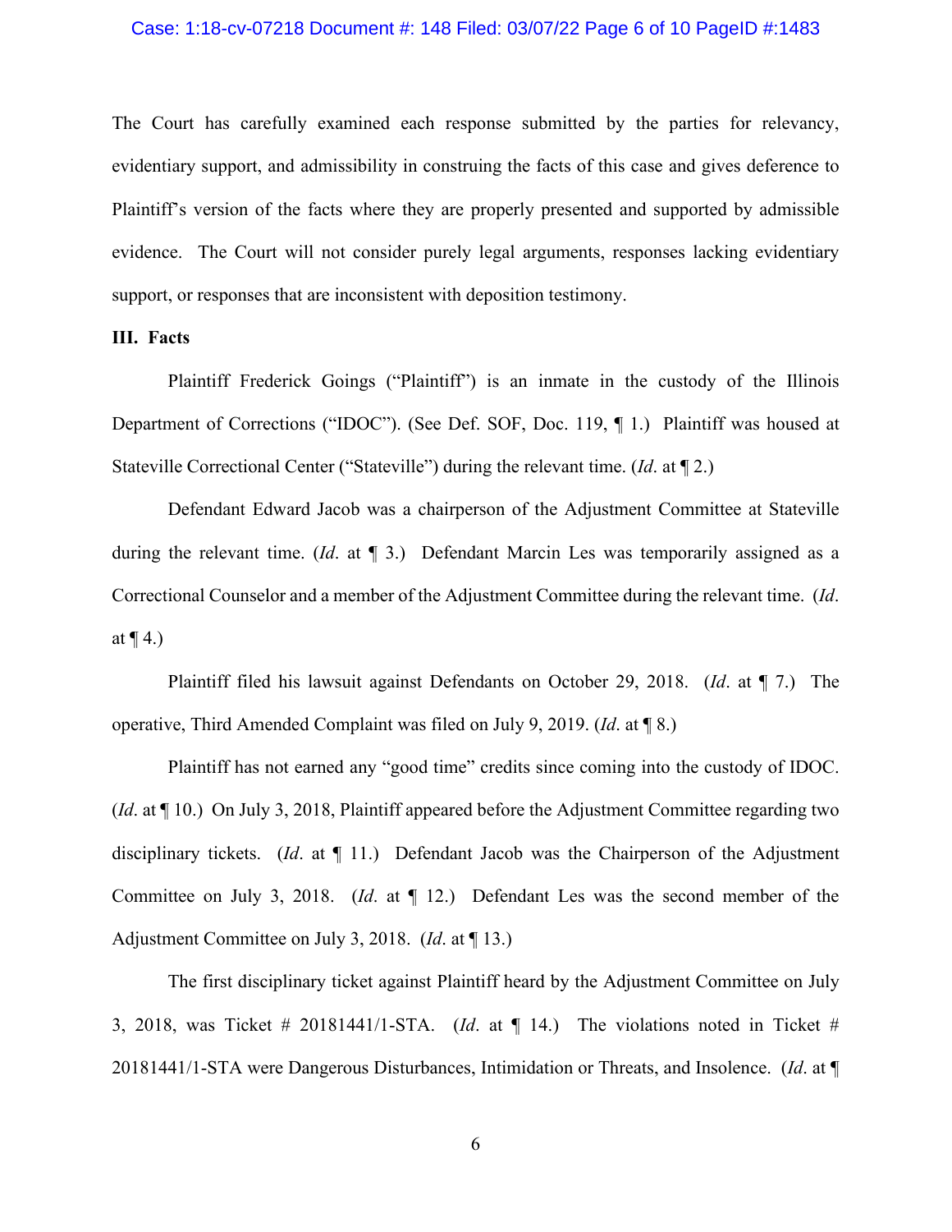The Court has carefully examined each response submitted by the parties for relevancy, evidentiary support, and admissibility in construing the facts of this case and gives deference to Plaintiff's version of the facts where they are properly presented and supported by admissible evidence. The Court will not consider purely legal arguments, responses lacking evidentiary support, or responses that are inconsistent with deposition testimony.

### III. Facts

Plaintiff Frederick Goings ("Plaintiff") is an inmate in the custody of the Illinois Department of Corrections ("IDOC"). (See Def. SOF, Doc. 119, ¶ 1.) Plaintiff was housed at Stateville Correctional Center ("Stateville") during the relevant time. (*Id*. at ¶ 2.)

Defendant Edward Jacob was a chairperson of the Adjustment Committee at Stateville during the relevant time. (*Id*. at ¶ 3.) Defendant Marcin Les was temporarily assigned as a Correctional Counselor and a member of the Adjustment Committee during the relevant time. (*Id*. at ¶ 4.)

Plaintiff filed his lawsuit against Defendants on October 29, 2018. (*Id*. at ¶ 7.) The operative, Third Amended Complaint was filed on July 9, 2019. (*Id*. at ¶ 8.)

Plaintiff has not earned any "good time" credits since coming into the custody of IDOC. (*Id*. at ¶ 10.) On July 3, 2018, Plaintiff appeared before the Adjustment Committee regarding two disciplinary tickets. (*Id*. at ¶ 11.) Defendant Jacob was the Chairperson of the Adjustment Committee on July 3, 2018. (*Id*. at ¶ 12.) Defendant Les was the second member of the Adjustment Committee on July 3, 2018. (*Id*. at ¶ 13.)

The first disciplinary ticket against Plaintiff heard by the Adjustment Committee on July 3, 2018, was Ticket # 20181441/1-STA. (*Id*. at ¶ 14.) The violations noted in Ticket # 20181441/1-STA were Dangerous Disturbances, Intimidation or Threats, and Insolence. (*Id*. at ¶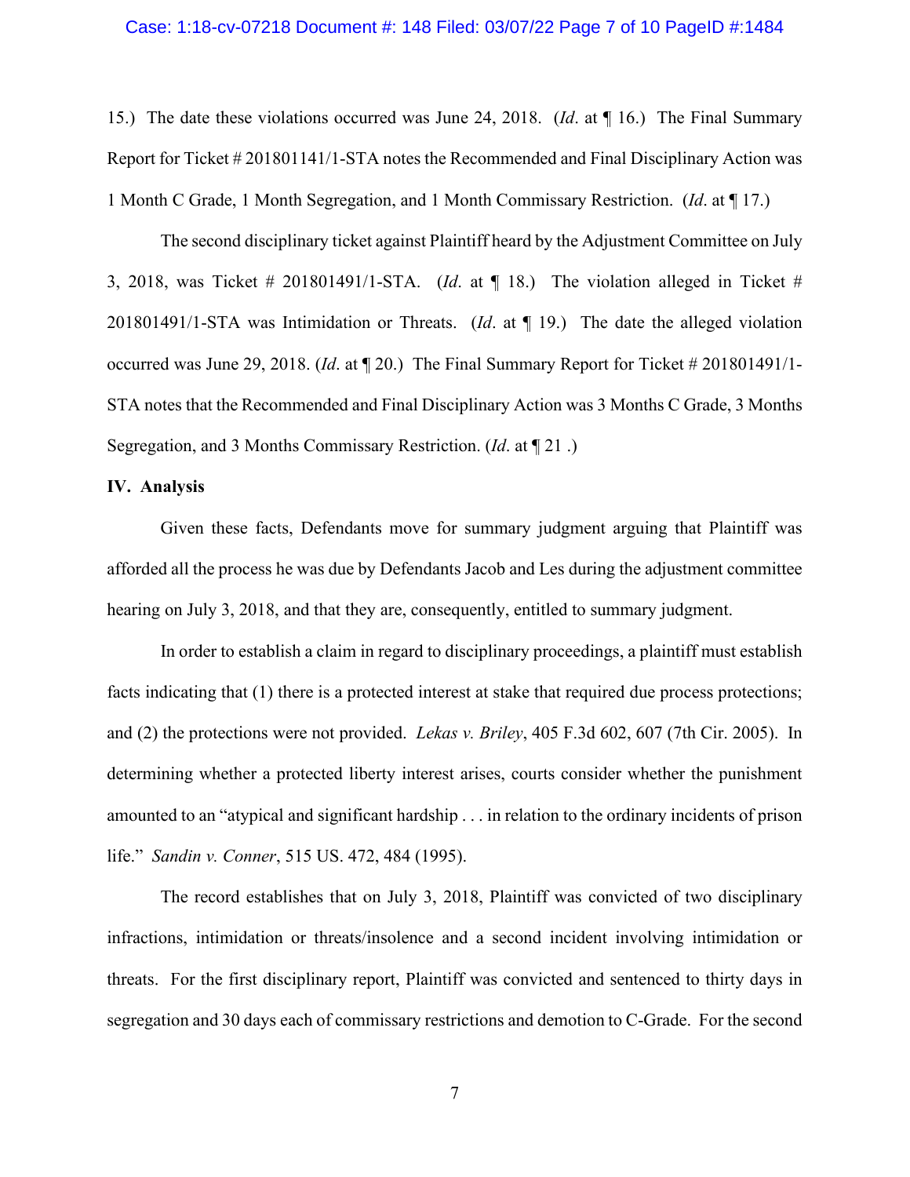15.) The date these violations occurred was June 24, 2018. (*Id*. at ¶ 16.) The Final Summary Report for Ticket # 201801141/1-STA notes the Recommended and Final Disciplinary Action was 1 Month C Grade, 1 Month Segregation, and 1 Month Commissary Restriction. (*Id*. at ¶ 17.)

The second disciplinary ticket against Plaintiff heard by the Adjustment Committee on July 3, 2018, was Ticket # 201801491/1-STA. (*Id*. at ¶ 18.) The violation alleged in Ticket # 201801491/1-STA was Intimidation or Threats. (*Id*. at ¶ 19.) The date the alleged violation occurred was June 29, 2018. (*Id*. at ¶ 20.) The Final Summary Report for Ticket # 201801491/1-STA notes that the Recommended and Final Disciplinary Action was 3 Months C Grade, 3 Months Segregation, and 3 Months Commissary Restriction. (*Id*. at ¶ 21 .)

## IV. Analysis

Given these facts, Defendants move for summary judgment arguing that Plaintiff was afforded all the process he was due by Defendants Jacob and Les during the adjustment committee hearing on July 3, 2018, and that they are, consequently, entitled to summary judgment.

In order to establish a claim in regard to disciplinary proceedings, a plaintiff must establish facts indicating that (1) there is a protected interest at stake that required due process protections; and (2) the protections were not provided. *Lekas v. Briley*, 405 F.3d 602, 607 (7th Cir. 2005). In determining whether a protected liberty interest arises, courts consider whether the punishment amounted to an "atypical and significant hardship . . . in relation to the ordinary incidents of prison life." *Sandin v. Conner*, 515 US. 472, 484 (1995).

The record establishes that on July 3, 2018, Plaintiff was convicted of two disciplinary infractions, intimidation or threats/insolence and a second incident involving intimidation or threats. For the first disciplinary report, Plaintiff was convicted and sentenced to thirty days in segregation and 30 days each of commissary restrictions and demotion to C-Grade. For the second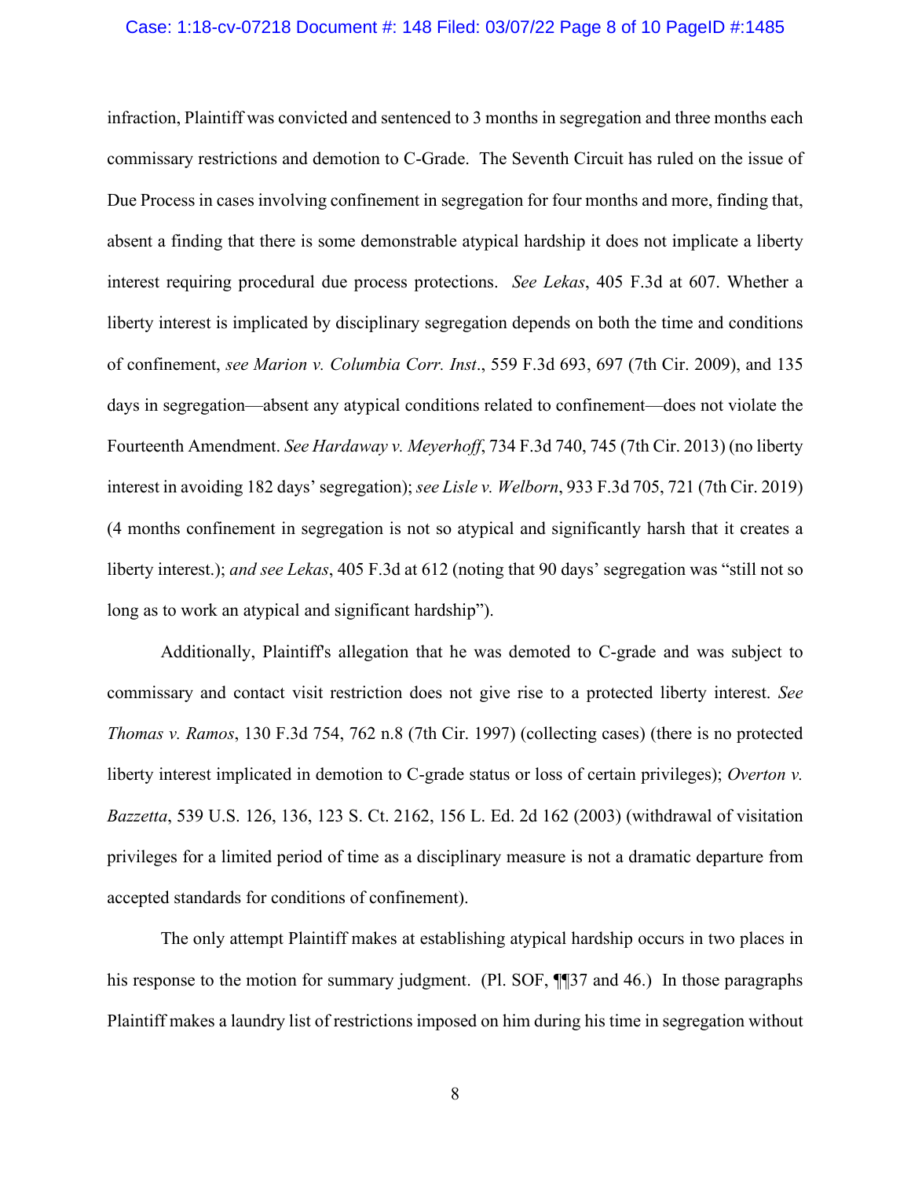infraction, Plaintiff was convicted and sentenced to 3 months in segregation and three months each commissary restrictions and demotion to C-Grade. The Seventh Circuit has ruled on the issue of Due Process in cases involving confinement in segregation for four months and more, finding that, absent a finding that there is some demonstrable atypical hardship it does not implicate a liberty interest requiring procedural due process protections. *See Lekas*, 405 F.3d at 607. Whether a liberty interest is implicated by disciplinary segregation depends on both the time and conditions of confinement, *see Marion v. Columbia Corr. Inst*., 559 F.3d 693, 697 (7th Cir. 2009), and 135 days in segregation—absent any atypical conditions related to confinement—does not violate the Fourteenth Amendment. *See Hardaway v. Meyerhoff*, 734 F.3d 740, 745 (7th Cir. 2013) (no liberty interest in avoiding 182 days' segregation); *see Lisle v. Welborn*, 933 F.3d 705, 721 (7th Cir. 2019) (4 months confinement in segregation is not so atypical and significantly harsh that it creates a liberty interest.); *and see Lekas*, 405 F.3d at 612 (noting that 90 days' segregation was "still not so long as to work an atypical and significant hardship").

Additionally, Plaintiff's allegation that he was demoted to C-grade and was subject to commissary and contact visit restriction does not give rise to a protected liberty interest. *See Thomas v. Ramos*, 130 F.3d 754, 762 n.8 (7th Cir. 1997) (collecting cases) (there is no protected liberty interest implicated in demotion to C-grade status or loss of certain privileges); *Overton v. Bazzetta*, 539 U.S. 126, 136, 123 S. Ct. 2162, 156 L. Ed. 2d 162 (2003) (withdrawal of visitation privileges for a limited period of time as a disciplinary measure is not a dramatic departure from accepted standards for conditions of confinement).

The only attempt Plaintiff makes at establishing atypical hardship occurs in two places in his response to the motion for summary judgment. (Pl. SOF, ¶¶37 and 46.) In those paragraphs Plaintiff makes a laundry list of restrictions imposed on him during his time in segregation without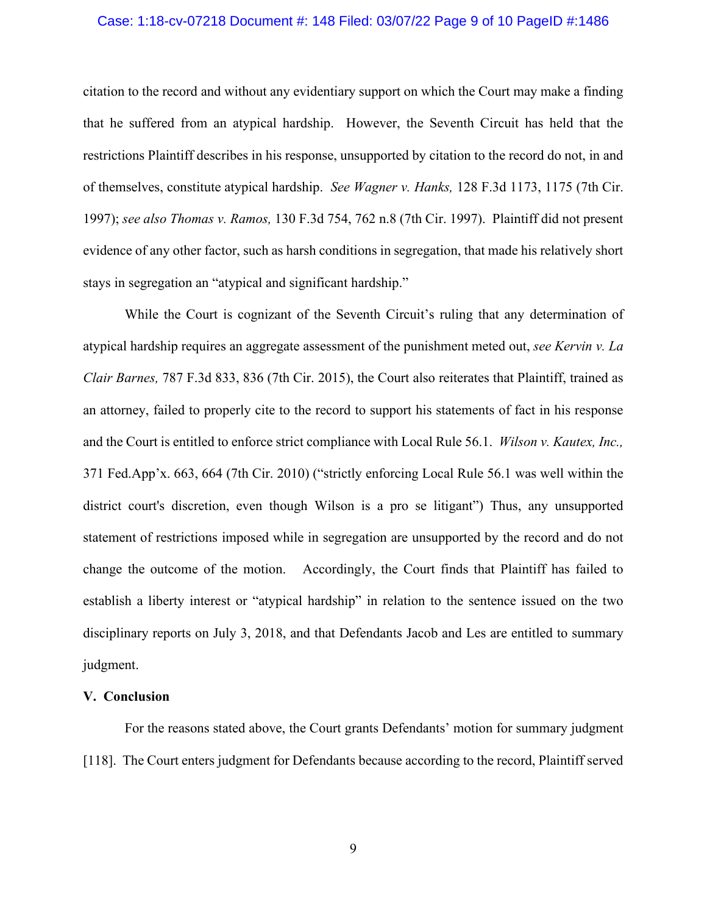citation to the record and without any evidentiary support on which the Court may make a finding that he suffered from an atypical hardship. However, the Seventh Circuit has held that the restrictions Plaintiff describes in his response, unsupported by citation to the record do not, in and of themselves, constitute atypical hardship. *See Wagner v. Hanks,* 128 F.3d 1173, 1175 (7th Cir. 1997); *see also Thomas v. Ramos,* 130 F.3d 754, 762 n.8 (7th Cir. 1997). Plaintiff did not present evidence of any other factor, such as harsh conditions in segregation, that made his relatively short stays in segregation an "atypical and significant hardship."

While the Court is cognizant of the Seventh Circuit's ruling that any determination of atypical hardship requires an aggregate assessment of the punishment meted out, *see Kervin v. La Clair Barnes,* 787 F.3d 833, 836 (7th Cir. 2015), the Court also reiterates that Plaintiff, trained as an attorney, failed to properly cite to the record to support his statements of fact in his response and the Court is entitled to enforce strict compliance with Local Rule 56.1. *Wilson v. Kautex, Inc.,* 371 Fed.App'x. 663, 664 (7th Cir. 2010) ("strictly enforcing Local Rule 56.1 was well within the district court's discretion, even though Wilson is a pro se litigant") Thus, any unsupported statement of restrictions imposed while in segregation are unsupported by the record and do not change the outcome of the motion. Accordingly, the Court finds that Plaintiff has failed to establish a liberty interest or "atypical hardship" in relation to the sentence issued on the two disciplinary reports on July 3, 2018, and that Defendants Jacob and Les are entitled to summary judgment.

## V. Conclusion

For the reasons stated above, the Court grants Defendants' motion for summary judgment [118]. The Court enters judgment for Defendants because according to the record, Plaintiff served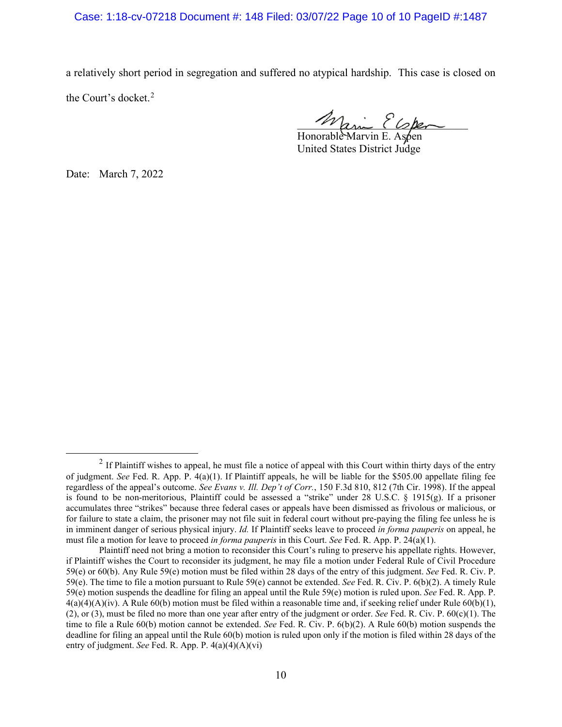a relatively short period in segregation and suffered no atypical hardship. This case is closed on the Court's docket.[2]

Honorable Marvin E. Aspen
United States District Judge

Date: March 7, 2022

[2] If Plaintiff wishes to appeal, he must file a notice of appeal with this Court within thirty days of the entry of judgment. *See* Fed. R. App. P. 4(a)(1). If Plaintiff appeals, he will be liable for the $505.00 appellate filing fee regardless of the appeal's outcome. *See Evans v. Ill. Dep't of Corr.*, 150 F.3d 810, 812 (7th Cir. 1998). If the appeal is found to be non-meritorious, Plaintiff could be assessed a "strike" under 28 U.S.C. § 1915(g). If a prisoner accumulates three "strikes" because three federal cases or appeals have been dismissed as frivolous or malicious, or for failure to state a claim, the prisoner may not file suit in federal court without pre-paying the filing fee unless he is in imminent danger of serious physical injury. *Id.* If Plaintiff seeks leave to proceed *in forma pauperis* on appeal, he must file a motion for leave to proceed *in forma pauperis* in this Court. *See* Fed. R. App. P. 24(a)(1).

Plaintiff need not bring a motion to reconsider this Court's ruling to preserve his appellate rights. However, if Plaintiff wishes the Court to reconsider its judgment, he may file a motion under Federal Rule of Civil Procedure 59(e) or 60(b). Any Rule 59(e) motion must be filed within 28 days of the entry of this judgment. *See* Fed. R. Civ. P. 59(e). The time to file a motion pursuant to Rule 59(e) cannot be extended. *See* Fed. R. Civ. P. 6(b)(2). A timely Rule 59(e) motion suspends the deadline for filing an appeal until the Rule 59(e) motion is ruled upon. *See* Fed. R. App. P. 4(a)(4)(A)(iv). A Rule 60(b) motion must be filed within a reasonable time and, if seeking relief under Rule 60(b)(1), (2), or (3), must be filed no more than one year after entry of the judgment or order. *See* Fed. R. Civ. P. 60(c)(1). The time to file a Rule 60(b) motion cannot be extended. *See* Fed. R. Civ. P. 6(b)(2). A Rule 60(b) motion suspends the deadline for filing an appeal until the Rule 60(b) motion is ruled upon only if the motion is filed within 28 days of the entry of judgment. *See* Fed. R. App. P. 4(a)(4)(A)(vi)